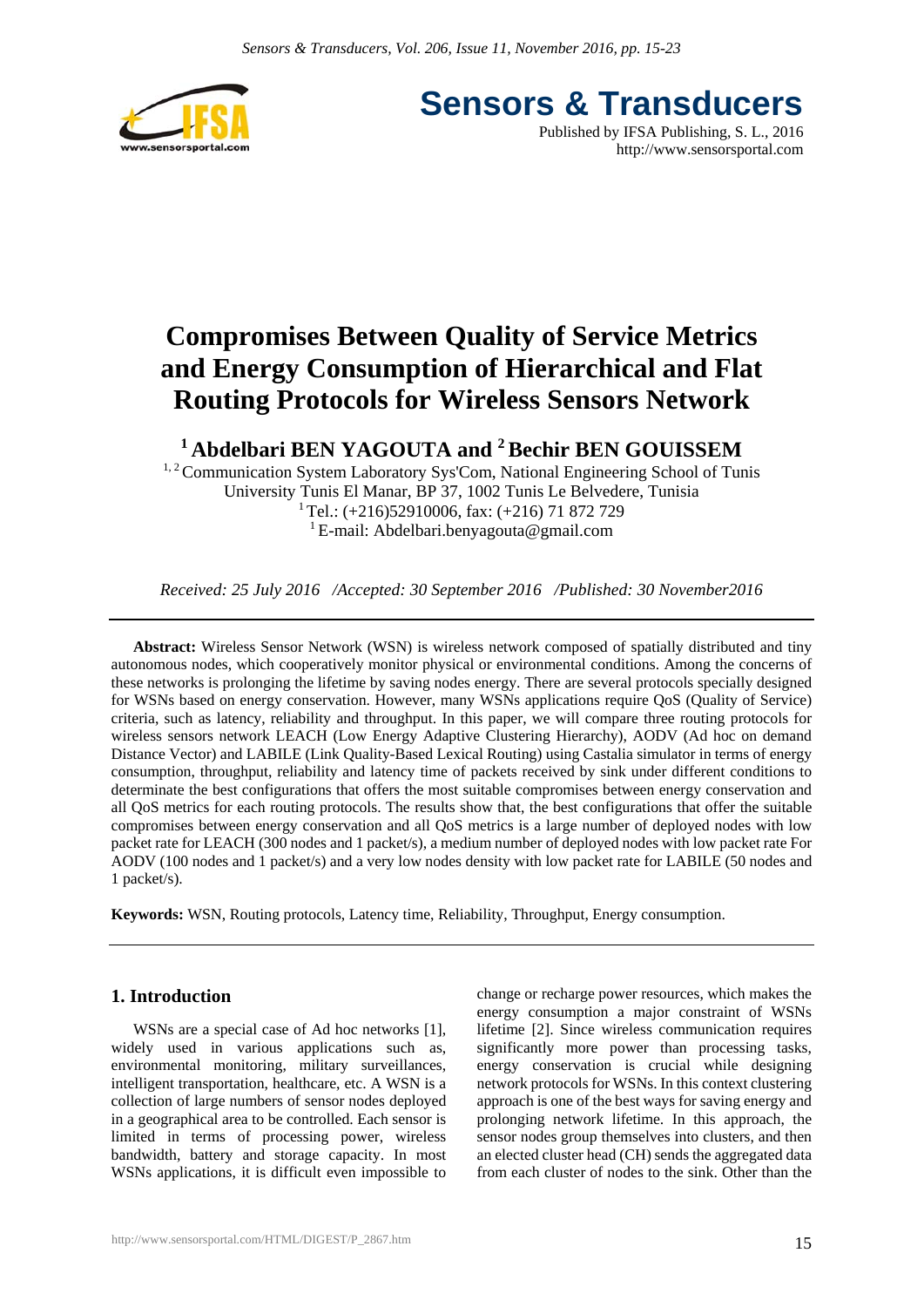# Compromises Between Quality of Service Metrics and Energy Consumption of Hierarchical and Flat Routing Protocols for Wireless Sensors Network

**[1] Abdelbari BEN YAGOUTA and [2] Bechir BEN GOUISSEM**

[1, 2] Communication System Laboratory Sys'Com, National Engineering School of Tunis
University Tunis El Manar, BP 37, 1002 Tunis Le Belvedere, Tunisia
[1] Tel.: (+216)52910006, fax: (+216) 71 872 729
[1] E-mail: Abdelbari.benyagouta@gmail.com

*Received: 25 July 2016 /Accepted: 30 September 2016 /Published: 30 November2016*

---

**Abstract:** Wireless Sensor Network (WSN) is wireless network composed of spatially distributed and tiny autonomous nodes, which cooperatively monitor physical or environmental conditions. Among the concerns of these networks is prolonging the lifetime by saving nodes energy. There are several protocols specially designed for WSNs based on energy conservation. However, many WSNs applications require QoS (Quality of Service) criteria, such as latency, reliability and throughput. In this paper, we will compare three routing protocols for wireless sensors network LEACH (Low Energy Adaptive Clustering Hierarchy), AODV (Ad hoc on demand Distance Vector) and LABILE (Link Quality-Based Lexical Routing) using Castalia simulator in terms of energy consumption, throughput, reliability and latency time of packets received by sink under different conditions to determinate the best configurations that offers the most suitable compromises between energy conservation and all QoS metrics for each routing protocols. The results show that, the best configurations that offer the suitable compromises between energy conservation and all QoS metrics is a large number of deployed nodes with low packet rate for LEACH (300 nodes and 1 packet/s), a medium number of deployed nodes with low packet rate For AODV (100 nodes and 1 packet/s) and a very low nodes density with low packet rate for LABILE (50 nodes and 1 packet/s).

**Keywords:** WSN, Routing protocols, Latency time, Reliability, Throughput, Energy consumption.

---

## 1. Introduction

WSNs are a special case of Ad hoc networks [1], widely used in various applications such as, environmental monitoring, military surveillances, intelligent transportation, healthcare, etc. A WSN is a collection of large numbers of sensor nodes deployed in a geographical area to be controlled. Each sensor is limited in terms of processing power, wireless bandwidth, battery and storage capacity. In most WSNs applications, it is difficult even impossible to change or recharge power resources, which makes the energy consumption a major constraint of WSNs lifetime [2]. Since wireless communication requires significantly more power than processing tasks, energy conservation is crucial while designing network protocols for WSNs. In this context clustering approach is one of the best ways for saving energy and prolonging network lifetime. In this approach, the sensor nodes group themselves into clusters, and then an elected cluster head (CH) sends the aggregated data from each cluster of nodes to the sink. Other than the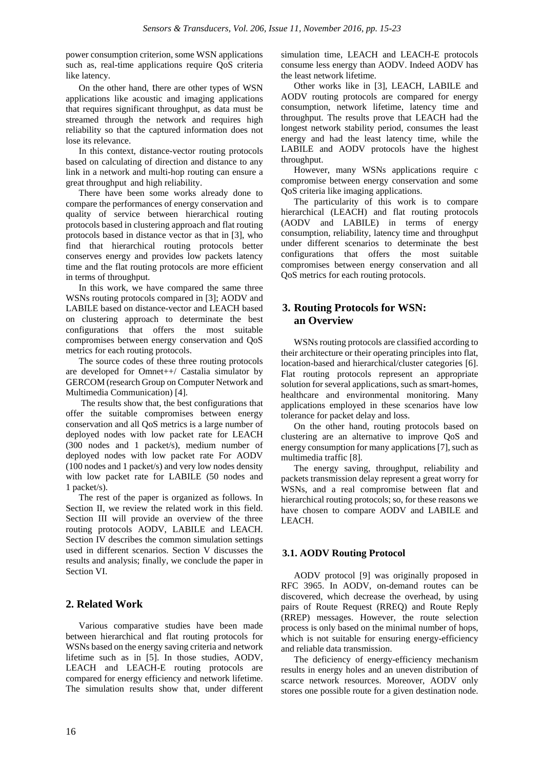power consumption criterion, some WSN applications such as, real-time applications require QoS criteria like latency.

On the other hand, there are other types of WSN applications like acoustic and imaging applications that requires significant throughput, as data must be streamed through the network and requires high reliability so that the captured information does not lose its relevance.

In this context, distance-vector routing protocols based on calculating of direction and distance to any link in a network and multi-hop routing can ensure a great throughput and high reliability.

There have been some works already done to compare the performances of energy conservation and quality of service between hierarchical routing protocols based in clustering approach and flat routing protocols based in distance vector as that in [3], who find that hierarchical routing protocols better conserves energy and provides low packets latency time and the flat routing protocols are more efficient in terms of throughput.

In this work, we have compared the same three WSNs routing protocols compared in [3]; AODV and LABILE based on distance-vector and LEACH based on clustering approach to determinate the best configurations that offers the most suitable compromises between energy conservation and QoS metrics for each routing protocols.

The source codes of these three routing protocols are developed for Omnet++/ Castalia simulator by GERCOM (research Group on Computer Network and Multimedia Communication) [4].

The results show that, the best configurations that offer the suitable compromises between energy conservation and all QoS metrics is a large number of deployed nodes with low packet rate for LEACH (300 nodes and 1 packet/s), medium number of deployed nodes with low packet rate For AODV (100 nodes and 1 packet/s) and very low nodes density with low packet rate for LABILE (50 nodes and 1 packet/s).

The rest of the paper is organized as follows. In Section II, we review the related work in this field. Section III will provide an overview of the three routing protocols AODV, LABILE and LEACH. Section IV describes the common simulation settings used in different scenarios. Section V discusses the results and analysis; finally, we conclude the paper in Section VI.

## 2. Related Work

Various comparative studies have been made between hierarchical and flat routing protocols for WSNs based on the energy saving criteria and network lifetime such as in [5]. In those studies, AODV, LEACH and LEACH-E routing protocols are compared for energy efficiency and network lifetime. The simulation results show that, under different simulation time, LEACH and LEACH-E protocols consume less energy than AODV. Indeed AODV has the least network lifetime.

Other works like in [3], LEACH, LABILE and AODV routing protocols are compared for energy consumption, network lifetime, latency time and throughput. The results prove that LEACH had the longest network stability period, consumes the least energy and had the least latency time, while the LABILE and AODV protocols have the highest throughput.

However, many WSNs applications require c compromise between energy conservation and some QoS criteria like imaging applications.

The particularity of this work is to compare hierarchical (LEACH) and flat routing protocols (AODV and LABILE) in terms of energy consumption, reliability, latency time and throughput under different scenarios to determinate the best configurations that offers the most suitable compromises between energy conservation and all QoS metrics for each routing protocols.

## 3. Routing Protocols for WSN: an Overview

WSNs routing protocols are classified according to their architecture or their operating principles into flat, location-based and hierarchical/cluster categories [6]. Flat routing protocols represent an appropriate solution for several applications, such as smart-homes, healthcare and environmental monitoring. Many applications employed in these scenarios have low tolerance for packet delay and loss.

On the other hand, routing protocols based on clustering are an alternative to improve QoS and energy consumption for many applications [7], such as multimedia traffic [8].

The energy saving, throughput, reliability and packets transmission delay represent a great worry for WSNs, and a real compromise between flat and hierarchical routing protocols; so, for these reasons we have chosen to compare AODV and LABILE and LEACH.

### 3.1. AODV Routing Protocol

AODV protocol [9] was originally proposed in RFC 3965. In AODV, on-demand routes can be discovered, which decrease the overhead, by using pairs of Route Request (RREQ) and Route Reply (RREP) messages. However, the route selection process is only based on the minimal number of hops, which is not suitable for ensuring energy-efficiency and reliable data transmission.

The deficiency of energy-efficiency mechanism results in energy holes and an uneven distribution of scarce network resources. Moreover, AODV only stores one possible route for a given destination node.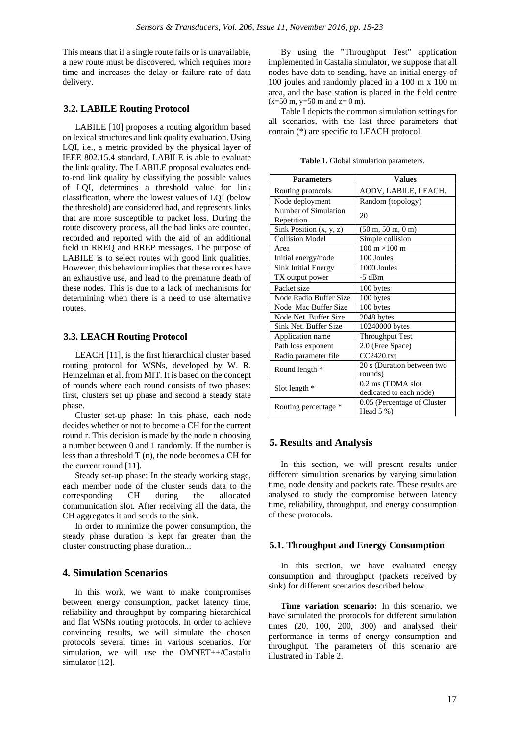This means that if a single route fails or is unavailable, a new route must be discovered, which requires more time and increases the delay or failure rate of data delivery.

### 3.2. LABILE Routing Protocol

LABILE [10] proposes a routing algorithm based on lexical structures and link quality evaluation. Using LQI, i.e., a metric provided by the physical layer of IEEE 802.15.4 standard, LABILE is able to evaluate the link quality. The LABILE proposal evaluates end-to-end link quality by classifying the possible values of LQI, determines a threshold value for link classification, where the lowest values of LQI (below the threshold) are considered bad, and represents links that are more susceptible to packet loss. During the route discovery process, all the bad links are counted, recorded and reported with the aid of an additional field in RREQ and RREP messages. The purpose of LABILE is to select routes with good link qualities. However, this behaviour implies that these routes have an exhaustive use, and lead to the premature death of these nodes. This is due to a lack of mechanisms for determining when there is a need to use alternative routes.

### 3.3. LEACH Routing Protocol

LEACH [11], is the first hierarchical cluster based routing protocol for WSNs, developed by W. R. Heinzelman et al. from MIT. It is based on the concept of rounds where each round consists of two phases: first, clusters set up phase and second a steady state phase.

Cluster set-up phase: In this phase, each node decides whether or not to become a CH for the current round r. This decision is made by the node n choosing a number between 0 and 1 randomly. If the number is less than a threshold T (n), the node becomes a CH for the current round [11].

Steady set-up phase: In the steady working stage, each member node of the cluster sends data to the corresponding CH during the allocated communication slot. After receiving all the data, the CH aggregates it and sends to the sink.

In order to minimize the power consumption, the steady phase duration is kept far greater than the cluster constructing phase duration...

## 4. Simulation Scenarios

In this work, we want to make compromises between energy consumption, packet latency time, reliability and throughput by comparing hierarchical and flat WSNs routing protocols. In order to achieve convincing results, we will simulate the chosen protocols several times in various scenarios. For simulation, we will use the OMNET++/Castalia simulator [12].

By using the "Throughput Test" application implemented in Castalia simulator, we suppose that all nodes have data to sending, have an initial energy of 100 joules and randomly placed in a 100 m x 100 m area, and the base station is placed in the field centre (x=50 m, y=50 m and z= 0 m).

Table I depicts the common simulation settings for all scenarios, with the last three parameters that contain (*) are specific to LEACH protocol.

**Table 1.** Global simulation parameters.

| Parameters | Values |
|---|---|
| Routing protocols. | AODV, LABILE, LEACH. |
| Node deployment | Random (topology) |
| Number of Simulation Repetition | 20 |
| Sink Position (x, y, z) | (50 m, 50 m, 0 m) |
| Collision Model | Simple collision |
| Area | 100 m ×100 m |
| Initial energy/node | 100 Joules |
| Sink Initial Energy | 1000 Joules |
| TX output power | -5 dBm |
| Packet size | 100 bytes |
| Node Radio Buffer Size | 100 bytes |
| Node Mac Buffer Size | 100 bytes |
| Node Net. Buffer Size | 2048 bytes |
| Sink Net. Buffer Size | 10240000 bytes |
| Application name | Throughput Test |
| Path loss exponent | 2.0 (Free Space) |
| Radio parameter file | CC2420.txt |
| Round length * | 20 s (Duration between two rounds) |
| Slot length * | 0.2 ms (TDMA slot dedicated to each node) |
| Routing percentage * | 0.05 (Percentage of Cluster Head 5 %) |

## 5. Results and Analysis

In this section, we will present results under different simulation scenarios by varying simulation time, node density and packets rate. These results are analysed to study the compromise between latency time, reliability, throughput, and energy consumption of these protocols.

### 5.1. Throughput and Energy Consumption

In this section, we have evaluated energy consumption and throughput (packets received by sink) for different scenarios described below.

**Time variation scenario:** In this scenario, we have simulated the protocols for different simulation times (20, 100, 200, 300) and analysed their performance in terms of energy consumption and throughput. The parameters of this scenario are illustrated in Table 2.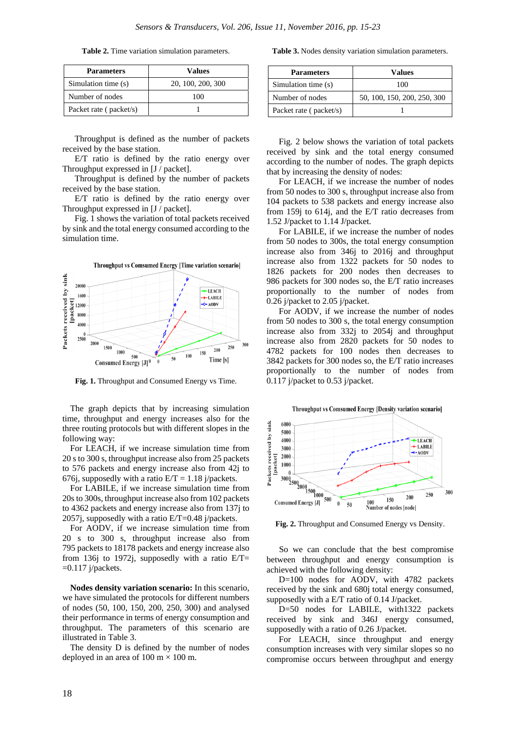**Table 2.** Time variation simulation parameters.

| Parameters | Values |
|---|---|
| Simulation time (s) | 20, 100, 200, 300 |
| Number of nodes | 100 |
| Packet rate ( packet/s) | 1 |

Throughput is defined as the number of packets received by the base station.

E/T ratio is defined by the ratio energy over Throughput expressed in [J / packet].

Throughput is defined by the number of packets received by the base station.

E/T ratio is defined by the ratio energy over Throughput expressed in [J / packet].

Fig. 1 shows the variation of total packets received by sink and the total energy consumed according to the simulation time.

**Fig. 1.** Throughput and Consumed Energy vs Time.

The graph depicts that by increasing simulation time, throughput and energy increases also for the three routing protocols but with different slopes in the following way:

For LEACH, if we increase simulation time from 20 s to 300 s, throughput increase also from 25 packets to 576 packets and energy increase also from 42j to 676j, supposedly with a ratio E/T = 1.18 j/packets.

For LABILE, if we increase simulation time from 20s to 300s, throughput increase also from 102 packets to 4362 packets and energy increase also from 137j to 2057j, supposedly with a ratio E/T=0.48 j/packets.

For AODV, if we increase simulation time from 20 s to 300 s, throughput increase also from 795 packets to 18178 packets and energy increase also from 136j to 1972j, supposedly with a ratio E/T= =0.117 j/packets.

**Nodes density variation scenario:** In this scenario, we have simulated the protocols for different numbers of nodes (50, 100, 150, 200, 250, 300) and analysed their performance in terms of energy consumption and throughput. The parameters of this scenario are illustrated in Table 3.

The density D is defined by the number of nodes deployed in an area of 100 m × 100 m.

**Table 3.** Nodes density variation simulation parameters.

| Parameters | Values |
|---|---|
| Simulation time (s) | 100 |
| Number of nodes | 50, 100, 150, 200, 250, 300 |
| Packet rate ( packet/s) | 1 |

Fig. 2 below shows the variation of total packets received by sink and the total energy consumed according to the number of nodes. The graph depicts that by increasing the density of nodes:

For LEACH, if we increase the number of nodes from 50 nodes to 300 s, throughput increase also from 104 packets to 538 packets and energy increase also from 159j to 614j, and the E/T ratio decreases from 1.52 J/packet to 1.14 J/packet.

For LABILE, if we increase the number of nodes from 50 nodes to 300s, the total energy consumption increase also from 346j to 2016j and throughput increase also from 1322 packets for 50 nodes to 1826 packets for 200 nodes then decreases to 986 packets for 300 nodes so, the E/T ratio increases proportionally to the number of nodes from 0.26 j/packet to 2.05 j/packet.

For AODV, if we increase the number of nodes from 50 nodes to 300 s, the total energy consumption increase also from 332j to 2054j and throughput increase also from 2820 packets for 50 nodes to 4782 packets for 100 nodes then decreases to 3842 packets for 300 nodes so, the E/T ratio increases proportionally to the number of nodes from 0.117 j/packet to 0.53 j/packet.

**Fig. 2.** Throughput and Consumed Energy vs Density.

So we can conclude that the best compromise between throughput and energy consumption is achieved with the following density:

D=100 nodes for AODV, with 4782 packets received by the sink and 680j total energy consumed, supposedly with a E/T ratio of 0.14 J/packet.

D=50 nodes for LABILE, with1322 packets received by sink and 346J energy consumed, supposedly with a ratio of 0.26 J/packet.

For LEACH, since throughput and energy consumption increases with very similar slopes so no compromise occurs between throughput and energy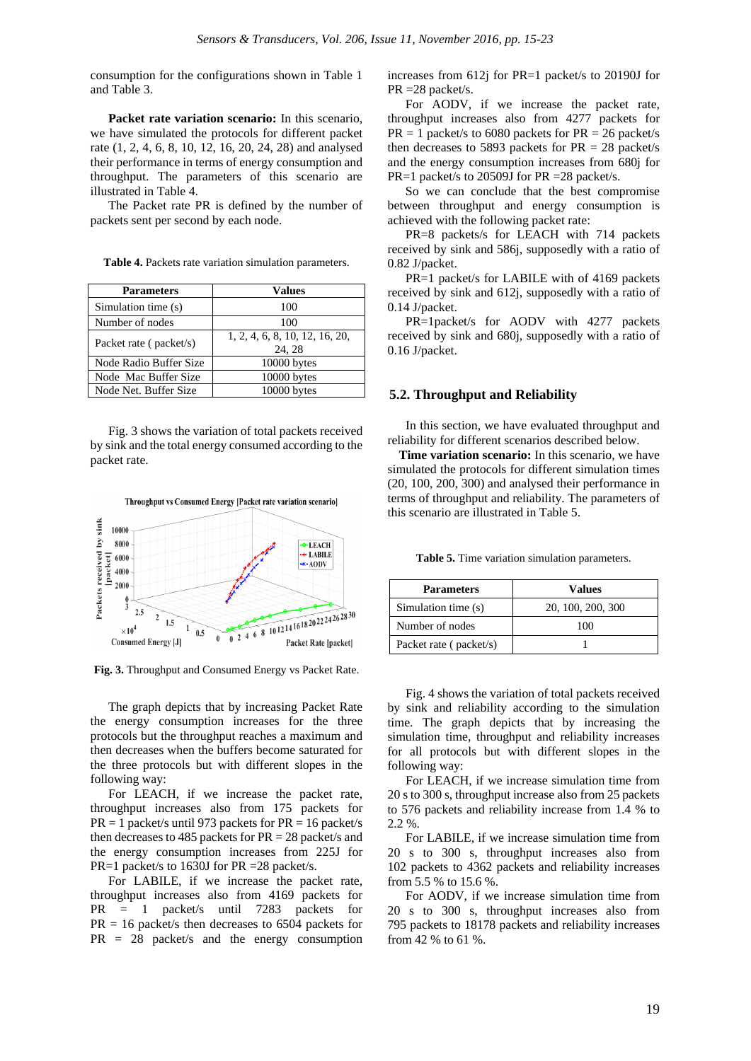consumption for the configurations shown in Table 1 and Table 3.

**Packet rate variation scenario:** In this scenario, we have simulated the protocols for different packet rate (1, 2, 4, 6, 8, 10, 12, 16, 20, 24, 28) and analysed their performance in terms of energy consumption and throughput. The parameters of this scenario are illustrated in Table 4.

The Packet rate PR is defined by the number of packets sent per second by each node.

**Table 4.** Packets rate variation simulation parameters.

| Parameters | Values |
|---|---|
| Simulation time (s) | 100 |
| Number of nodes | 100 |
| Packet rate ( packet/s) | 1, 2, 4, 6, 8, 10, 12, 16, 20, 24, 28 |
| Node Radio Buffer Size | 10000 bytes |
| Node Mac Buffer Size | 10000 bytes |
| Node Net. Buffer Size | 10000 bytes |

Fig. 3 shows the variation of total packets received by sink and the total energy consumed according to the packet rate.

**Fig. 3.** Throughput and Consumed Energy vs Packet Rate.

The graph depicts that by increasing Packet Rate the energy consumption increases for the three protocols but the throughput reaches a maximum and then decreases when the buffers become saturated for the three protocols but with different slopes in the following way:

For LEACH, if we increase the packet rate, throughput increases also from 175 packets for PR = 1 packet/s until 973 packets for PR = 16 packet/s then decreases to 485 packets for PR = 28 packet/s and the energy consumption increases from 225J for PR=1 packet/s to 1630J for PR =28 packet/s.

For LABILE, if we increase the packet rate, throughput increases also from 4169 packets for PR = 1 packet/s until 7283 packets for PR = 16 packet/s then decreases to 6504 packets for PR = 28 packet/s and the energy consumption increases from 612j for PR=1 packet/s to 20190J for PR =28 packet/s.

For AODV, if we increase the packet rate, throughput increases also from 4277 packets for PR = 1 packet/s to 6080 packets for PR = 26 packet/s then decreases to 5893 packets for PR = 28 packet/s and the energy consumption increases from 680j for PR=1 packet/s to 20509J for PR =28 packet/s.

So we can conclude that the best compromise between throughput and energy consumption is achieved with the following packet rate:

PR=8 packets/s for LEACH with 714 packets received by sink and 586j, supposedly with a ratio of 0.82 J/packet.

PR=1 packet/s for LABILE with of 4169 packets received by sink and 612j, supposedly with a ratio of 0.14 J/packet.

PR=1packet/s for AODV with 4277 packets received by sink and 680j, supposedly with a ratio of 0.16 J/packet.

### 5.2. Throughput and Reliability

In this section, we have evaluated throughput and reliability for different scenarios described below.

**Time variation scenario:** In this scenario, we have simulated the protocols for different simulation times (20, 100, 200, 300) and analysed their performance in terms of throughput and reliability. The parameters of this scenario are illustrated in Table 5.

**Table 5.** Time variation simulation parameters.

| Parameters | Values |
|---|---|
| Simulation time (s) | 20, 100, 200, 300 |
| Number of nodes | 100 |
| Packet rate ( packet/s) | 1 |

Fig. 4 shows the variation of total packets received by sink and reliability according to the simulation time. The graph depicts that by increasing the simulation time, throughput and reliability increases for all protocols but with different slopes in the following way:

For LEACH, if we increase simulation time from 20 s to 300 s, throughput increase also from 25 packets to 576 packets and reliability increase from 1.4 % to 2.2 %.

For LABILE, if we increase simulation time from 20 s to 300 s, throughput increases also from 102 packets to 4362 packets and reliability increases from 5.5 % to 15.6 %.

For AODV, if we increase simulation time from 20 s to 300 s, throughput increases also from 795 packets to 18178 packets and reliability increases from 42 % to 61 %.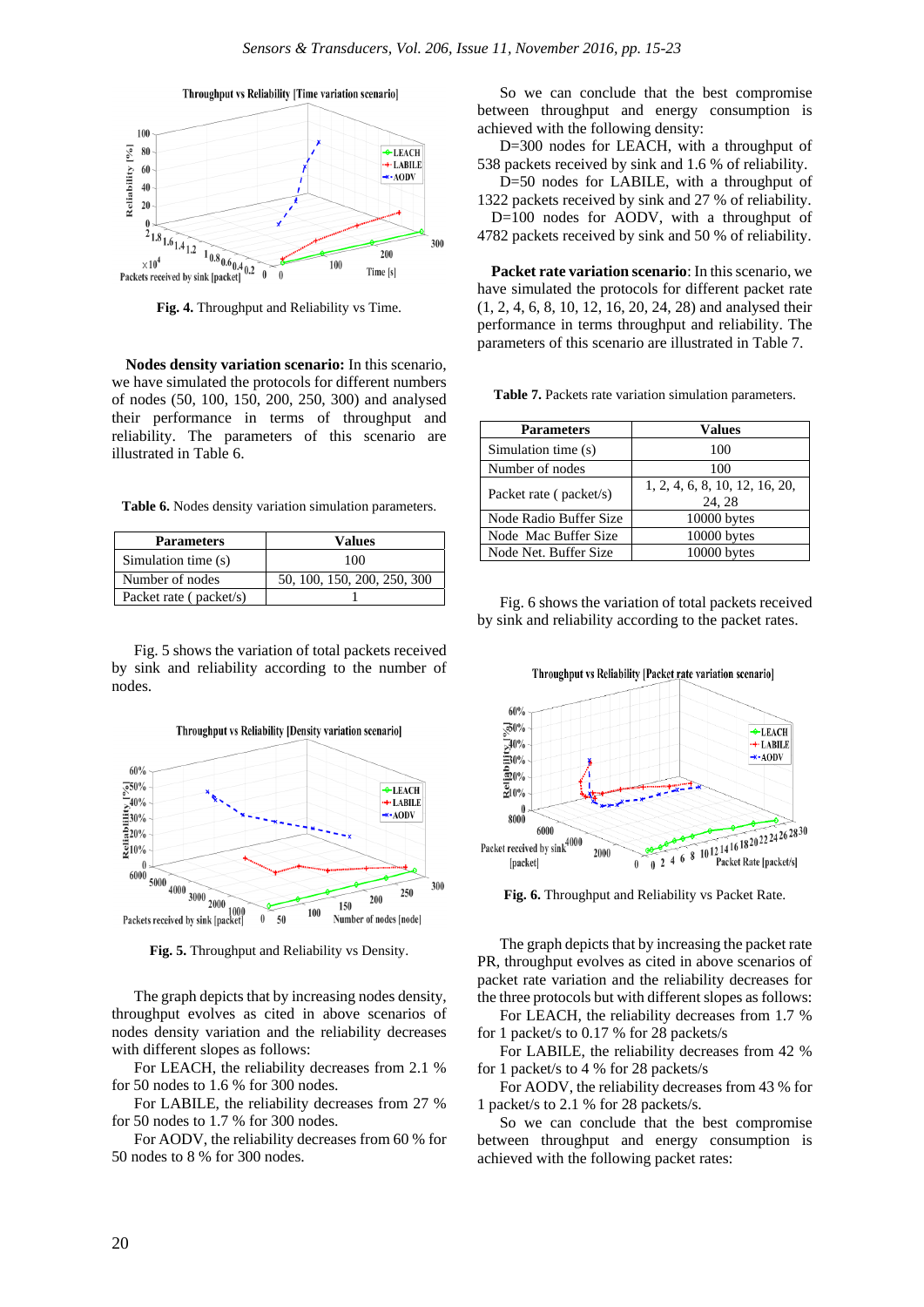**Fig. 4.** Throughput and Reliability vs Time.

**Nodes density variation scenario:** In this scenario, we have simulated the protocols for different numbers of nodes (50, 100, 150, 200, 250, 300) and analysed their performance in terms of throughput and reliability. The parameters of this scenario are illustrated in Table 6.

**Table 6.** Nodes density variation simulation parameters.

| Parameters | Values |
|---|---|
| Simulation time (s) | 100 |
| Number of nodes | 50, 100, 150, 200, 250, 300 |
| Packet rate ( packet/s) | 1 |

Fig. 5 shows the variation of total packets received by sink and reliability according to the number of nodes.

**Fig. 5.** Throughput and Reliability vs Density.

The graph depicts that by increasing nodes density, throughput evolves as cited in above scenarios of nodes density variation and the reliability decreases with different slopes as follows:

For LEACH, the reliability decreases from 2.1 % for 50 nodes to 1.6 % for 300 nodes.

For LABILE, the reliability decreases from 27 % for 50 nodes to 1.7 % for 300 nodes.

For AODV, the reliability decreases from 60 % for 50 nodes to 8 % for 300 nodes.

So we can conclude that the best compromise between throughput and energy consumption is achieved with the following density:

D=300 nodes for LEACH, with a throughput of 538 packets received by sink and 1.6 % of reliability.

D=50 nodes for LABILE, with a throughput of 1322 packets received by sink and 27 % of reliability.

D=100 nodes for AODV, with a throughput of 4782 packets received by sink and 50 % of reliability.

**Packet rate variation scenario**: In this scenario, we have simulated the protocols for different packet rate (1, 2, 4, 6, 8, 10, 12, 16, 20, 24, 28) and analysed their performance in terms throughput and reliability. The parameters of this scenario are illustrated in Table 7.

**Table 7.** Packets rate variation simulation parameters.

| Parameters | Values |
|---|---|
| Simulation time (s) | 100 |
| Number of nodes | 100 |
| Packet rate ( packet/s) | 1, 2, 4, 6, 8, 10, 12, 16, 20, 24, 28 |
| Node Radio Buffer Size | 10000 bytes |
| Node Mac Buffer Size | 10000 bytes |
| Node Net. Buffer Size | 10000 bytes |

Fig. 6 shows the variation of total packets received by sink and reliability according to the packet rates.

**Fig. 6.** Throughput and Reliability vs Packet Rate.

The graph depicts that by increasing the packet rate PR, throughput evolves as cited in above scenarios of packet rate variation and the reliability decreases for the three protocols but with different slopes as follows:

For LEACH, the reliability decreases from 1.7 % for 1 packet/s to 0.17 % for 28 packets/s

For LABILE, the reliability decreases from 42 % for 1 packet/s to 4 % for 28 packets/s

For AODV, the reliability decreases from 43 % for 1 packet/s to 2.1 % for 28 packets/s.

So we can conclude that the best compromise between throughput and energy consumption is achieved with the following packet rates: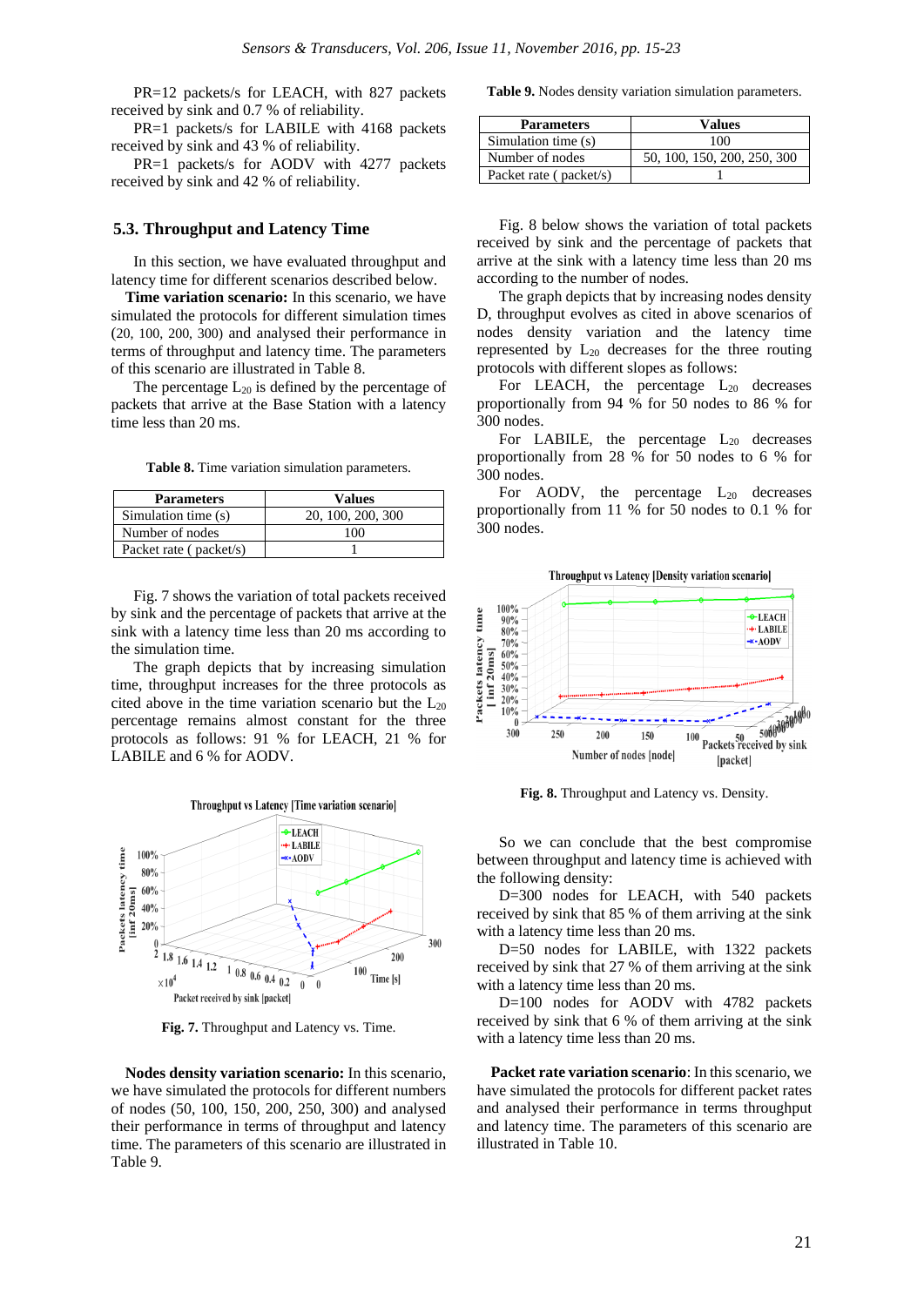PR=12 packets/s for LEACH, with 827 packets received by sink and 0.7 % of reliability.

PR=1 packets/s for LABILE with 4168 packets received by sink and 43 % of reliability.

PR=1 packets/s for AODV with 4277 packets received by sink and 42 % of reliability.

### 5.3. Throughput and Latency Time

In this section, we have evaluated throughput and latency time for different scenarios described below.

**Time variation scenario:** In this scenario, we have simulated the protocols for different simulation times (20, 100, 200, 300) and analysed their performance in terms of throughput and latency time. The parameters of this scenario are illustrated in Table 8.

The percentage $L_{20}$ is defined by the percentage of packets that arrive at the Base Station with a latency time less than 20 ms.

**Table 8.** Time variation simulation parameters.

| Parameters | Values |
|---|---|
| Simulation time (s) | 20, 100, 200, 300 |
| Number of nodes | 100 |
| Packet rate ( packet/s) | 1 |

Fig. 7 shows the variation of total packets received by sink and the percentage of packets that arrive at the sink with a latency time less than 20 ms according to the simulation time.

The graph depicts that by increasing simulation time, throughput increases for the three protocols as cited above in the time variation scenario but the $L_{20}$ percentage remains almost constant for the three protocols as follows: 91 % for LEACH, 21 % for LABILE and 6 % for AODV.

**Fig. 7.** Throughput and Latency vs. Time.

**Nodes density variation scenario:** In this scenario, we have simulated the protocols for different numbers of nodes (50, 100, 150, 200, 250, 300) and analysed their performance in terms of throughput and latency time. The parameters of this scenario are illustrated in Table 9.

**Table 9.** Nodes density variation simulation parameters.

| Parameters | Values |
|---|---|
| Simulation time (s) | 100 |
| Number of nodes | 50, 100, 150, 200, 250, 300 |
| Packet rate ( packet/s) | 1 |

Fig. 8 below shows the variation of total packets received by sink and the percentage of packets that arrive at the sink with a latency time less than 20 ms according to the number of nodes.

The graph depicts that by increasing nodes density D, throughput evolves as cited in above scenarios of nodes density variation and the latency time represented by $L_{20}$ decreases for the three routing protocols with different slopes as follows:

For LEACH, the percentage $L_{20}$ decreases proportionally from 94 % for 50 nodes to 86 % for 300 nodes.

For LABILE, the percentage $L_{20}$ decreases proportionally from 28 % for 50 nodes to 6 % for 300 nodes.

For AODV, the percentage $L_{20}$ decreases proportionally from 11 % for 50 nodes to 0.1 % for 300 nodes.

**Fig. 8.** Throughput and Latency vs. Density.

So we can conclude that the best compromise between throughput and latency time is achieved with the following density:

D=300 nodes for LEACH, with 540 packets received by sink that 85 % of them arriving at the sink with a latency time less than 20 ms.

D=50 nodes for LABILE, with 1322 packets received by sink that 27 % of them arriving at the sink with a latency time less than 20 ms.

D=100 nodes for AODV with 4782 packets received by sink that 6 % of them arriving at the sink with a latency time less than 20 ms.

**Packet rate variation scenario**: In this scenario, we have simulated the protocols for different packet rates and analysed their performance in terms throughput and latency time. The parameters of this scenario are illustrated in Table 10.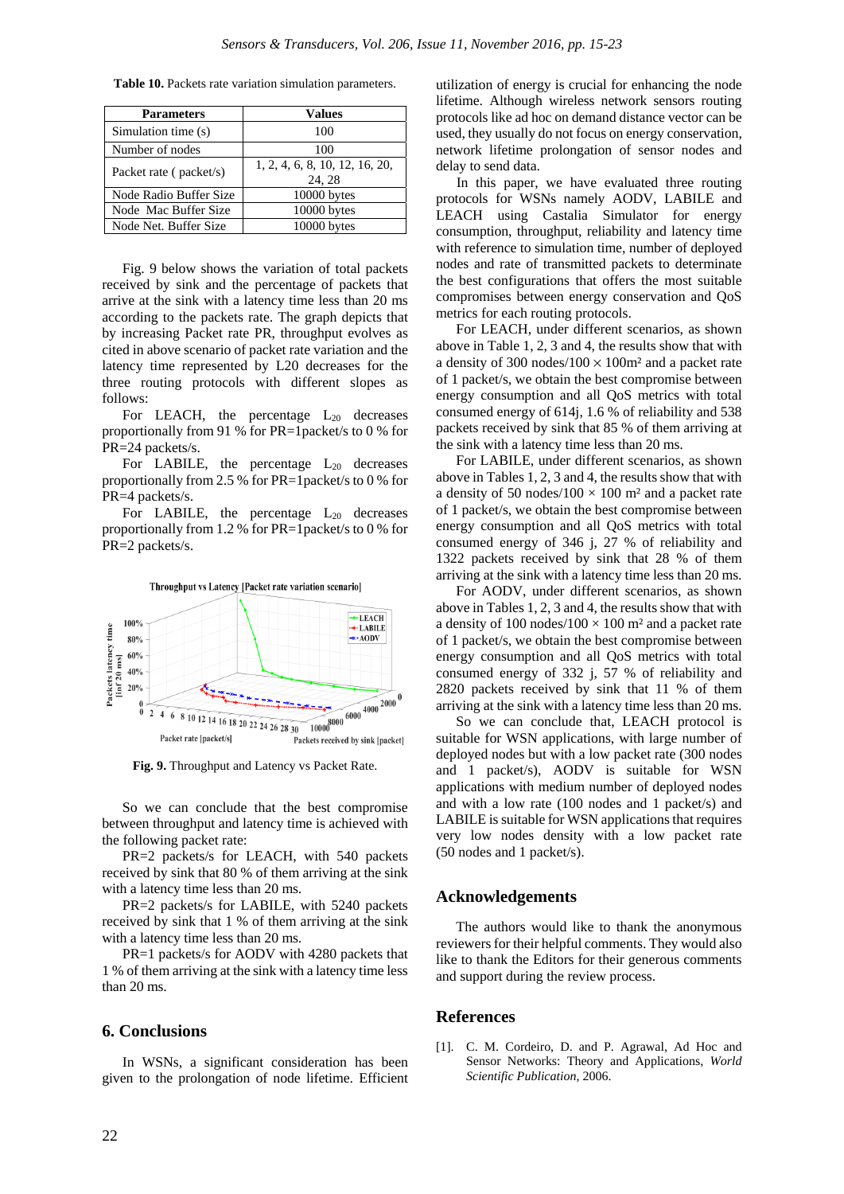**Table 10.** Packets rate variation simulation parameters.

| Parameters | Values |
|---|---|
| Simulation time (s) | 100 |
| Number of nodes | 100 |
| Packet rate ( packet/s) | 1, 2, 4, 6, 8, 10, 12, 16, 20, 24, 28 |
| Node Radio Buffer Size | 10000 bytes |
| Node Mac Buffer Size | 10000 bytes |
| Node Net. Buffer Size | 10000 bytes |

Fig. 9 below shows the variation of total packets received by sink and the percentage of packets that arrive at the sink with a latency time less than 20 ms according to the packets rate. The graph depicts that by increasing Packet rate PR, throughput evolves as cited in above scenario of packet rate variation and the latency time represented by L20 decreases for the three routing protocols with different slopes as follows:

For LEACH, the percentage $L_{20}$ decreases proportionally from 91 % for PR=1packet/s to 0 % for PR=24 packets/s.

For LABILE, the percentage $L_{20}$ decreases proportionally from 2.5 % for PR=1packet/s to 0 % for PR=4 packets/s.

For LABILE, the percentage $L_{20}$ decreases proportionally from 1.2 % for PR=1packet/s to 0 % for PR=2 packets/s.

**Fig. 9.** Throughput and Latency vs Packet Rate.

So we can conclude that the best compromise between throughput and latency time is achieved with the following packet rate:

PR=2 packets/s for LEACH, with 540 packets received by sink that 80 % of them arriving at the sink with a latency time less than 20 ms.

PR=2 packets/s for LABILE, with 5240 packets received by sink that 1 % of them arriving at the sink with a latency time less than 20 ms.

PR=1 packets/s for AODV with 4280 packets that 1 % of them arriving at the sink with a latency time less than 20 ms.

## 6. Conclusions

In WSNs, a significant consideration has been given to the prolongation of node lifetime. Efficient utilization of energy is crucial for enhancing the node lifetime. Although wireless network sensors routing protocols like ad hoc on demand distance vector can be used, they usually do not focus on energy conservation, network lifetime prolongation of sensor nodes and delay to send data.

In this paper, we have evaluated three routing protocols for WSNs namely AODV, LABILE and LEACH using Castalia Simulator for energy consumption, throughput, reliability and latency time with reference to simulation time, number of deployed nodes and rate of transmitted packets to determinate the best configurations that offers the most suitable compromises between energy conservation and QoS metrics for each routing protocols.

For LEACH, under different scenarios, as shown above in Table 1, 2, 3 and 4, the results show that with a density of 300 nodes/100 × 100m² and a packet rate of 1 packet/s, we obtain the best compromise between energy consumption and all QoS metrics with total consumed energy of 614j, 1.6 % of reliability and 538 packets received by sink that 85 % of them arriving at the sink with a latency time less than 20 ms.

For LABILE, under different scenarios, as shown above in Tables 1, 2, 3 and 4, the results show that with a density of 50 nodes/100 × 100 m² and a packet rate of 1 packet/s, we obtain the best compromise between energy consumption and all QoS metrics with total consumed energy of 346 j, 27 % of reliability and 1322 packets received by sink that 28 % of them arriving at the sink with a latency time less than 20 ms.

For AODV, under different scenarios, as shown above in Tables 1, 2, 3 and 4, the results show that with a density of 100 nodes/100 × 100 m² and a packet rate of 1 packet/s, we obtain the best compromise between energy consumption and all QoS metrics with total consumed energy of 332 j, 57 % of reliability and 2820 packets received by sink that 11 % of them arriving at the sink with a latency time less than 20 ms.

So we can conclude that, LEACH protocol is suitable for WSN applications, with large number of deployed nodes but with a low packet rate (300 nodes and 1 packet/s), AODV is suitable for WSN applications with medium number of deployed nodes and with a low rate (100 nodes and 1 packet/s) and LABILE is suitable for WSN applications that requires very low nodes density with a low packet rate (50 nodes and 1 packet/s).

## Acknowledgements

The authors would like to thank the anonymous reviewers for their helpful comments. They would also like to thank the Editors for their generous comments and support during the review process.

## References

[1]. C. M. Cordeiro, D. and P. Agrawal, Ad Hoc and Sensor Networks: Theory and Applications, *World Scientific Publication*, 2006.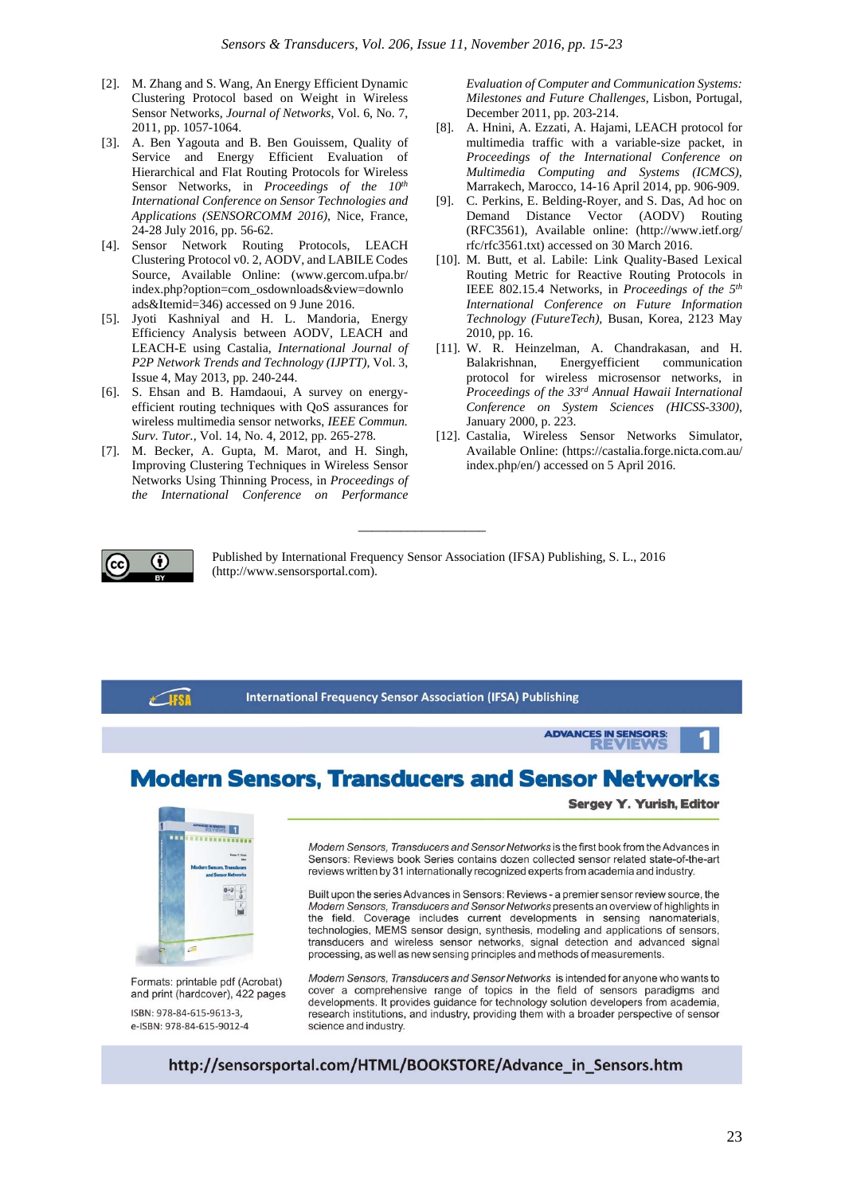[2]. M. Zhang and S. Wang, An Energy Efficient Dynamic Clustering Protocol based on Weight in Wireless Sensor Networks, *Journal of Networks*, Vol. 6, No. 7, 2011, pp. 1057-1064.

[3]. A. Ben Yagouta and B. Ben Gouissem, Quality of Service and Energy Efficient Evaluation of Hierarchical and Flat Routing Protocols for Wireless Sensor Networks, in *Proceedings of the 10th International Conference on Sensor Technologies and Applications (SENSORCOMM 2016)*, Nice, France, 24-28 July 2016, pp. 56-62.

[4]. Sensor Network Routing Protocols, LEACH Clustering Protocol v0. 2, AODV, and LABILE Codes Source, Available Online: (www.gercom.ufpa.br/index.php?option=com_osdownloads&view=downloads&Itemid=346) accessed on 9 June 2016.

[5]. Jyoti Kashniyal and H. L. Mandoria, Energy Efficiency Analysis between AODV, LEACH and LEACH-E using Castalia, *International Journal of P2P Network Trends and Technology (IJPTT)*, Vol. 3, Issue 4, May 2013, pp. 240-244.

[6]. S. Ehsan and B. Hamdaoui, A survey on energy-efficient routing techniques with QoS assurances for wireless multimedia sensor networks, *IEEE Commun. Surv. Tutor.*, Vol. 14, No. 4, 2012, pp. 265-278.

[7]. M. Becker, A. Gupta, M. Marot, and H. Singh, Improving Clustering Techniques in Wireless Sensor Networks Using Thinning Process, in *Proceedings of the International Conference on Performance Evaluation of Computer and Communication Systems: Milestones and Future Challenges*, Lisbon, Portugal, December 2011, pp. 203-214.

[8]. A. Hnini, A. Ezzati, A. Hajami, LEACH protocol for multimedia traffic with a variable-size packet, in *Proceedings of the International Conference on Multimedia Computing and Systems (ICMCS)*, Marrakech, Marocco, 14-16 April 2014, pp. 906-909.

[9]. C. Perkins, E. Belding-Royer, and S. Das, Ad hoc on Demand Distance Vector (AODV) Routing (RFC3561), Available online: (http://www.ietf.org/rfc/rfc3561.txt) accessed on 30 March 2016.

[10]. M. Butt, et al. Labile: Link Quality-Based Lexical Routing Metric for Reactive Routing Protocols in IEEE 802.15.4 Networks, in *Proceedings of the 5th International Conference on Future Information Technology (FutureTech)*, Busan, Korea, 2123 May 2010, pp. 16.

[11]. W. R. Heinzelman, A. Chandrakasan, and H. Balakrishnan, Energyefficient communication protocol for wireless microsensor networks, in *Proceedings of the 33rd Annual Hawaii International Conference on System Sciences (HICSS-3300)*, January 2000, p. 223.

[12]. Castalia, Wireless Sensor Networks Simulator, Available Online: (https://castalia.forge.nicta.com.au/index.php/en/) accessed on 5 April 2016.

---

Published by International Frequency Sensor Association (IFSA) Publishing, S. L., 2016 (http://www.sensorsportal.com).

International Frequency Sensor Association (IFSA) Publishing

ADVANCES IN SENSORS: REVIEWS 1

# Modern Sensors, Transducers and Sensor Networks

**Sergey Y. Yurish, Editor**

*Modern Sensors, Transducers and Sensor Networks* is the first book from the Advances in Sensors: Reviews book Series contains dozen collected sensor related state-of-the-art reviews written by 31 internationally recognized experts from academia and industry.

Built upon the series Advances in Sensors: Reviews - a premier sensor review source, the *Modern Sensors, Transducers and Sensor Networks* presents an overview of highlights in the field. Coverage includes current developments in sensing nanomaterials, technologies, MEMS sensor design, synthesis, modeling and applications of sensors, transducers and wireless sensor networks, signal detection and advanced signal processing, as well as new sensing principles and methods of measurements.

*Modern Sensors, Transducers and Sensor Networks* is intended for anyone who wants to cover a comprehensive range of topics in the field of sensors paradigms and developments. It provides guidance for technology solution developers from academia, research institutions, and industry, providing them with a broader perspective of sensor science and industry.

Formats: printable pdf (Acrobat) and print (hardcover), 422 pages

ISBN: 978-84-615-9613-3,
e-ISBN: 978-84-615-9012-4

**http://sensorsportal.com/HTML/BOOKSTORE/Advance_in_Sensors.htm**